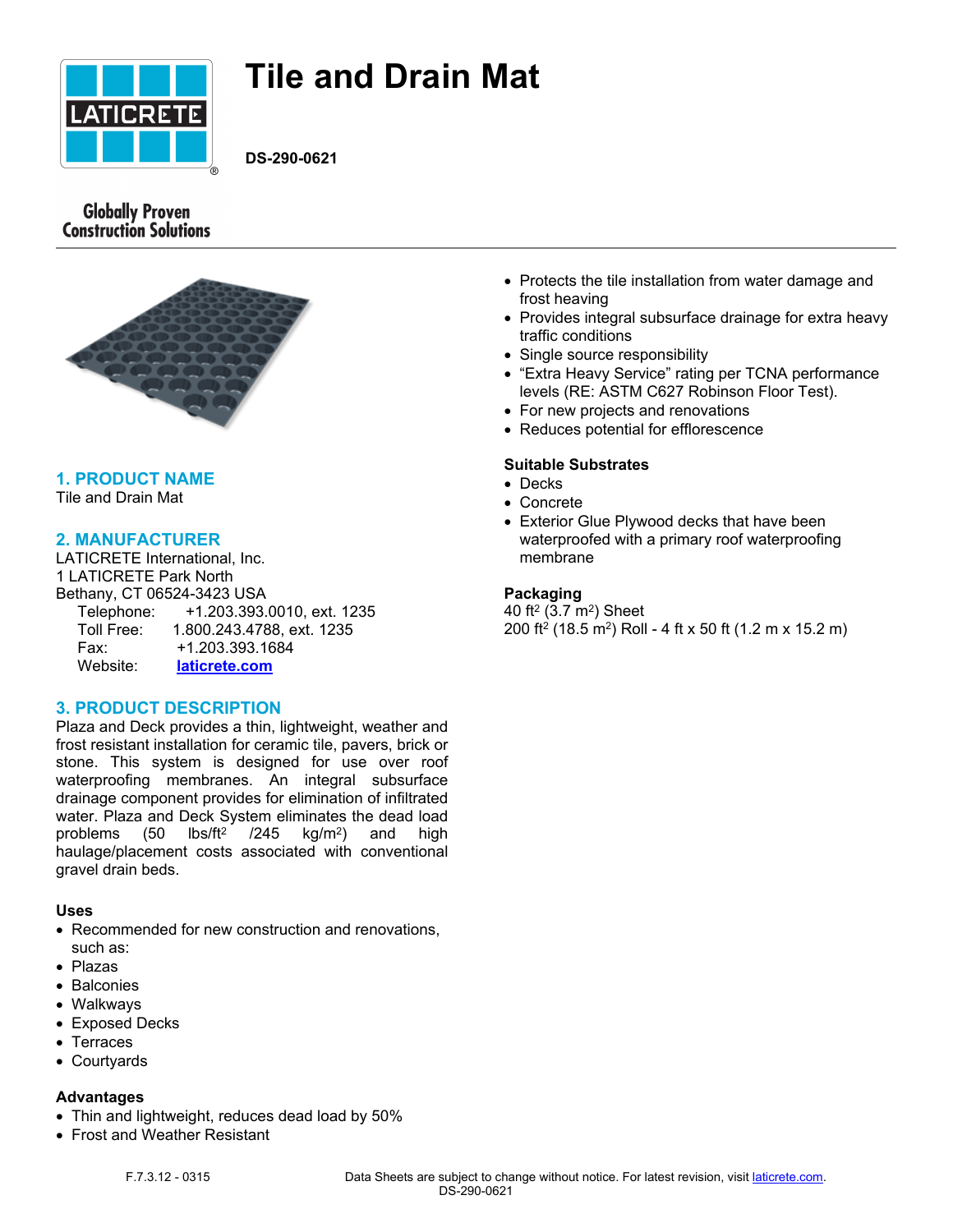# Tile and Drain Mat

**DS-290-0621**

Globally Proven Construction Solutions

## 1. PRODUCT NAME

Tile and Drain Mat

## 2. MANUFACTURER

LATICRETE International, Inc.
1 LATICRETE Park North
Bethany, CT 06524-3423 USA

Telephone: +1.203.393.0010, ext. 1235
Toll Free: 1.800.243.4788, ext. 1235
Fax: +1.203.393.1684
Website: [laticrete.com](laticrete.com)

## 3. PRODUCT DESCRIPTION

Plaza and Deck provides a thin, lightweight, weather and frost resistant installation for ceramic tile, pavers, brick or stone. This system is designed for use over roof waterproofing membranes. An integral subsurface drainage component provides for elimination of infiltrated water. Plaza and Deck System eliminates the dead load problems (50 lbs/ft$^2$ /245 kg/m$^2$) and high haulage/placement costs associated with conventional gravel drain beds.

**Uses**

- Recommended for new construction and renovations, such as:
- Plazas
- Balconies
- Walkways
- Exposed Decks
- Terraces
- Courtyards

**Advantages**

- Thin and lightweight, reduces dead load by 50%
- Frost and Weather Resistant
- Protects the tile installation from water damage and frost heaving
- Provides integral subsurface drainage for extra heavy traffic conditions
- Single source responsibility
- "Extra Heavy Service" rating per TCNA performance levels (RE: ASTM C627 Robinson Floor Test).
- For new projects and renovations
- Reduces potential for efflorescence

**Suitable Substrates**

- Decks
- Concrete
- Exterior Glue Plywood decks that have been waterproofed with a primary roof waterproofing membrane

**Packaging**

40 ft$^2$ (3.7 m$^2$) Sheet
200 ft$^2$ (18.5 m$^2$) Roll - 4 ft x 50 ft (1.2 m x 15.2 m)

F.7.3.12 - 0315

Data Sheets are subject to change without notice. For latest revision, visit [laticrete.com](laticrete.com).
DS-290-0621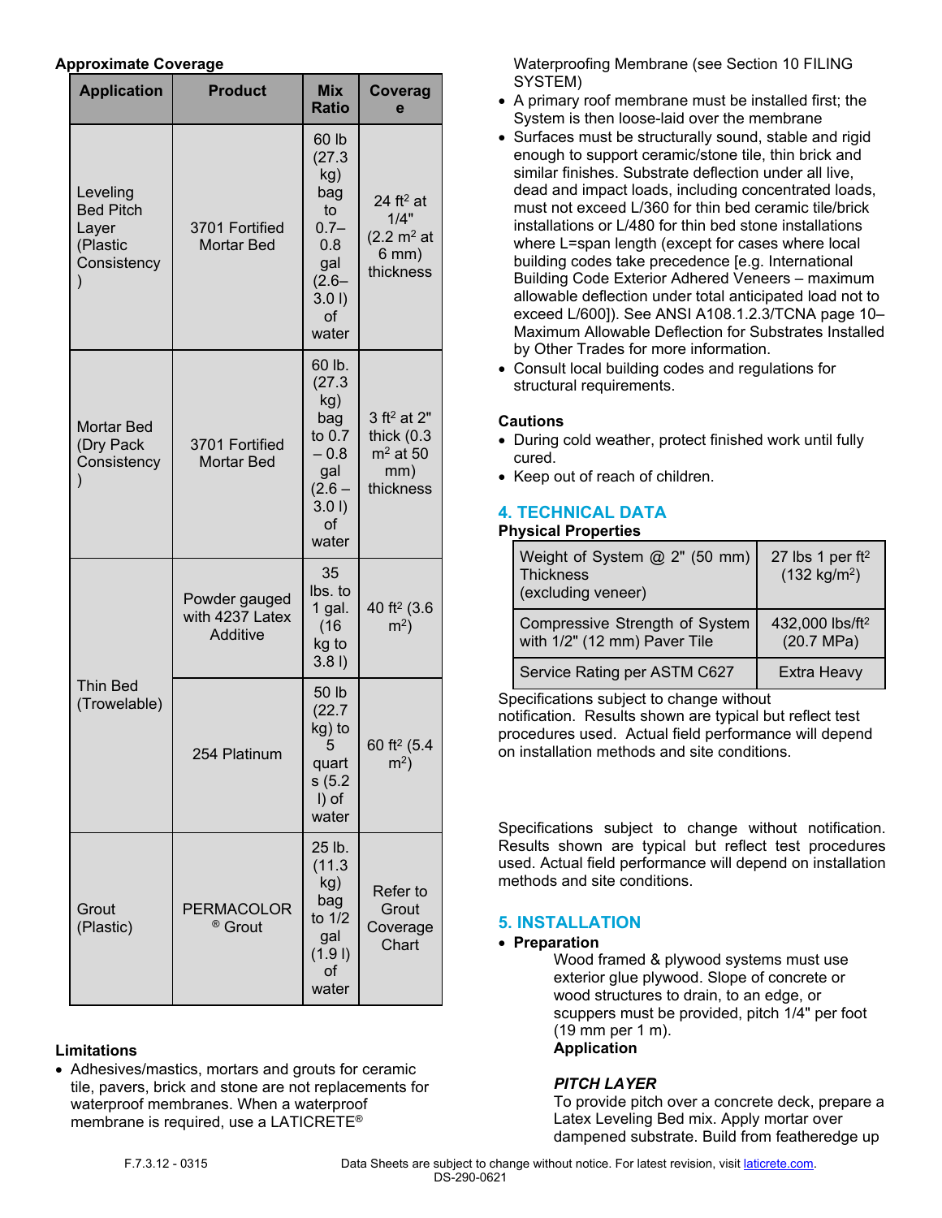### Approximate Coverage

| Application | Product | Mix Ratio | Coverage |
|---|---|---|---|
| Leveling Bed Pitch Layer (Plastic Consistency) | 3701 Fortified Mortar Bed | 60 lb (27.3 kg) bag to 0.7–0.8 gal (2.6–3.0 l) of water | 24 ft² at 1/4" (2.2 m² at 6 mm) thickness |
| Mortar Bed (Dry Pack Consistency) | 3701 Fortified Mortar Bed | 60 lb. (27.3 kg) bag to 0.7 – 0.8 gal (2.6 – 3.0 l) of water | 3 ft² at 2" thick (0.3 m² at 50 mm) thickness |
| Thin Bed (Trowelable) | Powder gauged with 4237 Latex Additive | 35 lbs. to 1 gal. (16 kg to 3.8 l) | 40 ft² (3.6 m²) |
| | 254 Platinum | 50 lb (22.7 kg) to 5 quarts (5.2 l) of water | 60 ft² (5.4 m²) |
| Grout (Plastic) | PERMACOLOR® Grout | 25 lb. (11.3 kg) bag to 1/2 gal (1.9 l) of water | Refer to Grout Coverage Chart |

### Limitations

- Adhesives/mastics, mortars and grouts for ceramic tile, pavers, brick and stone are not replacements for waterproof membranes. When a waterproof membrane is required, use a LATICRETE® Waterproofing Membrane (see Section 10 FILING SYSTEM)
- A primary roof membrane must be installed first; the System is then loose-laid over the membrane
- Surfaces must be structurally sound, stable and rigid enough to support ceramic/stone tile, thin brick and similar finishes. Substrate deflection under all live, dead and impact loads, including concentrated loads, must not exceed L/360 for thin bed ceramic tile/brick installations or L/480 for thin bed stone installations where L=span length (except for cases where local building codes take precedence [e.g. International Building Code Exterior Adhered Veneers – maximum allowable deflection under total anticipated load not to exceed L/600]). See ANSI A108.1.2.3/TCNA page 10–Maximum Allowable Deflection for Substrates Installed by Other Trades for more information.
- Consult local building codes and regulations for structural requirements.

### Cautions

- During cold weather, protect finished work until fully cured.
- Keep out of reach of children.

## 4. TECHNICAL DATA

### Physical Properties

| Property | Value |
|---|---|
| Weight of System @ 2" (50 mm) Thickness (excluding veneer) | 27 lbs 1 per ft² (132 kg/m²) |
| Compressive Strength of System with 1/2" (12 mm) Paver Tile | 432,000 lbs/ft² (20.7 MPa) |
| Service Rating per ASTM C627 | Extra Heavy |

Specifications subject to change without notification. Results shown are typical but reflect test procedures used. Actual field performance will depend on installation methods and site conditions.

Specifications subject to change without notification. Results shown are typical but reflect test procedures used. Actual field performance will depend on installation methods and site conditions.

## 5. INSTALLATION

- **Preparation**

  Wood framed & plywood systems must use exterior glue plywood. Slope of concrete or wood structures to drain, to an edge, or scuppers must be provided, pitch 1/4" per foot (19 mm per 1 m).

  **Application**

  ***PITCH LAYER***

  To provide pitch over a concrete deck, prepare a Latex Leveling Bed mix. Apply mortar over dampened substrate. Build from featheredge up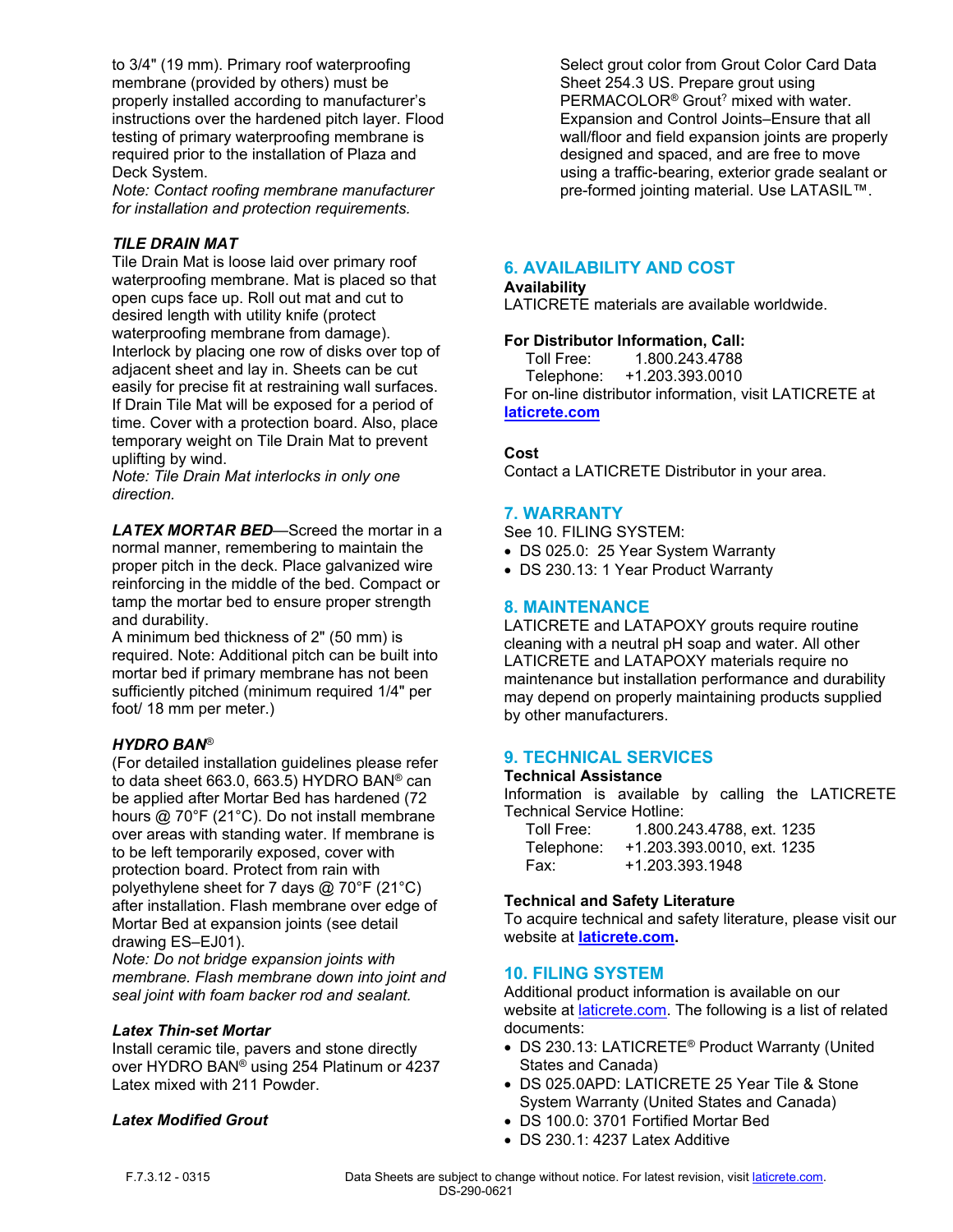to 3/4" (19 mm). Primary roof waterproofing membrane (provided by others) must be properly installed according to manufacturer's instructions over the hardened pitch layer. Flood testing of primary waterproofing membrane is required prior to the installation of Plaza and Deck System.

*Note: Contact roofing membrane manufacturer for installation and protection requirements.*

***TILE DRAIN MAT***

Tile Drain Mat is loose laid over primary roof waterproofing membrane. Mat is placed so that open cups face up. Roll out mat and cut to desired length with utility knife (protect waterproofing membrane from damage). Interlock by placing one row of disks over top of adjacent sheet and lay in. Sheets can be cut easily for precise fit at restraining wall surfaces. If Drain Tile Mat will be exposed for a period of time. Cover with a protection board. Also, place temporary weight on Tile Drain Mat to prevent uplifting by wind.

*Note: Tile Drain Mat interlocks in only one direction.*

***LATEX MORTAR BED***—Screed the mortar in a normal manner, remembering to maintain the proper pitch in the deck. Place galvanized wire reinforcing in the middle of the bed. Compact or tamp the mortar bed to ensure proper strength and durability.

A minimum bed thickness of 2" (50 mm) is required. Note: Additional pitch can be built into mortar bed if primary membrane has not been sufficiently pitched (minimum required 1/4" per foot/ 18 mm per meter.)

***HYDRO BAN®***

(For detailed installation guidelines please refer to data sheet 663.0, 663.5) HYDRO BAN® can be applied after Mortar Bed has hardened (72 hours @ 70°F (21°C). Do not install membrane over areas with standing water. If membrane is to be left temporarily exposed, cover with protection board. Protect from rain with polyethylene sheet for 7 days @ 70°F (21°C) after installation. Flash membrane over edge of Mortar Bed at expansion joints (see detail drawing ES–EJ01).

*Note: Do not bridge expansion joints with membrane. Flash membrane down into joint and seal joint with foam backer rod and sealant.*

***Latex Thin-set Mortar***

Install ceramic tile, pavers and stone directly over HYDRO BAN® using 254 Platinum or 4237 Latex mixed with 211 Powder.

***Latex Modified Grout***

Select grout color from Grout Color Card Data Sheet 254.3 US. Prepare grout using PERMACOLOR® Grout[?] mixed with water.

Expansion and Control Joints–Ensure that all wall/floor and field expansion joints are properly designed and spaced, and are free to move using a traffic-bearing, exterior grade sealant or pre-formed jointing material. Use LATASIL™.

## 6. AVAILABILITY AND COST

**Availability**

LATICRETE materials are available worldwide.

**For Distributor Information, Call:**

Toll Free: 1.800.243.4788
Telephone: +1.203.393.0010

For on-line distributor information, visit LATICRETE at **laticrete.com**

**Cost**

Contact a LATICRETE Distributor in your area.

## 7. WARRANTY

See 10. FILING SYSTEM:

- DS 025.0: 25 Year System Warranty
- DS 230.13: 1 Year Product Warranty

## 8. MAINTENANCE

LATICRETE and LATAPOXY grouts require routine cleaning with a neutral pH soap and water. All other LATICRETE and LATAPOXY materials require no maintenance but installation performance and durability may depend on properly maintaining products supplied by other manufacturers.

## 9. TECHNICAL SERVICES

**Technical Assistance**

Information is available by calling the LATICRETE Technical Service Hotline:

Toll Free: 1.800.243.4788, ext. 1235
Telephone: +1.203.393.0010, ext. 1235
Fax: +1.203.393.1948

**Technical and Safety Literature**

To acquire technical and safety literature, please visit our website at **laticrete.com**.

## 10. FILING SYSTEM

Additional product information is available on our website at laticrete.com. The following is a list of related documents:

- DS 230.13: LATICRETE® Product Warranty (United States and Canada)
- DS 025.0APD: LATICRETE 25 Year Tile & Stone System Warranty (United States and Canada)
- DS 100.0: 3701 Fortified Mortar Bed
- DS 230.1: 4237 Latex Additive

F.7.3.12 - 0315

Data Sheets are subject to change without notice. For latest revision, visit laticrete.com.
DS-290-0621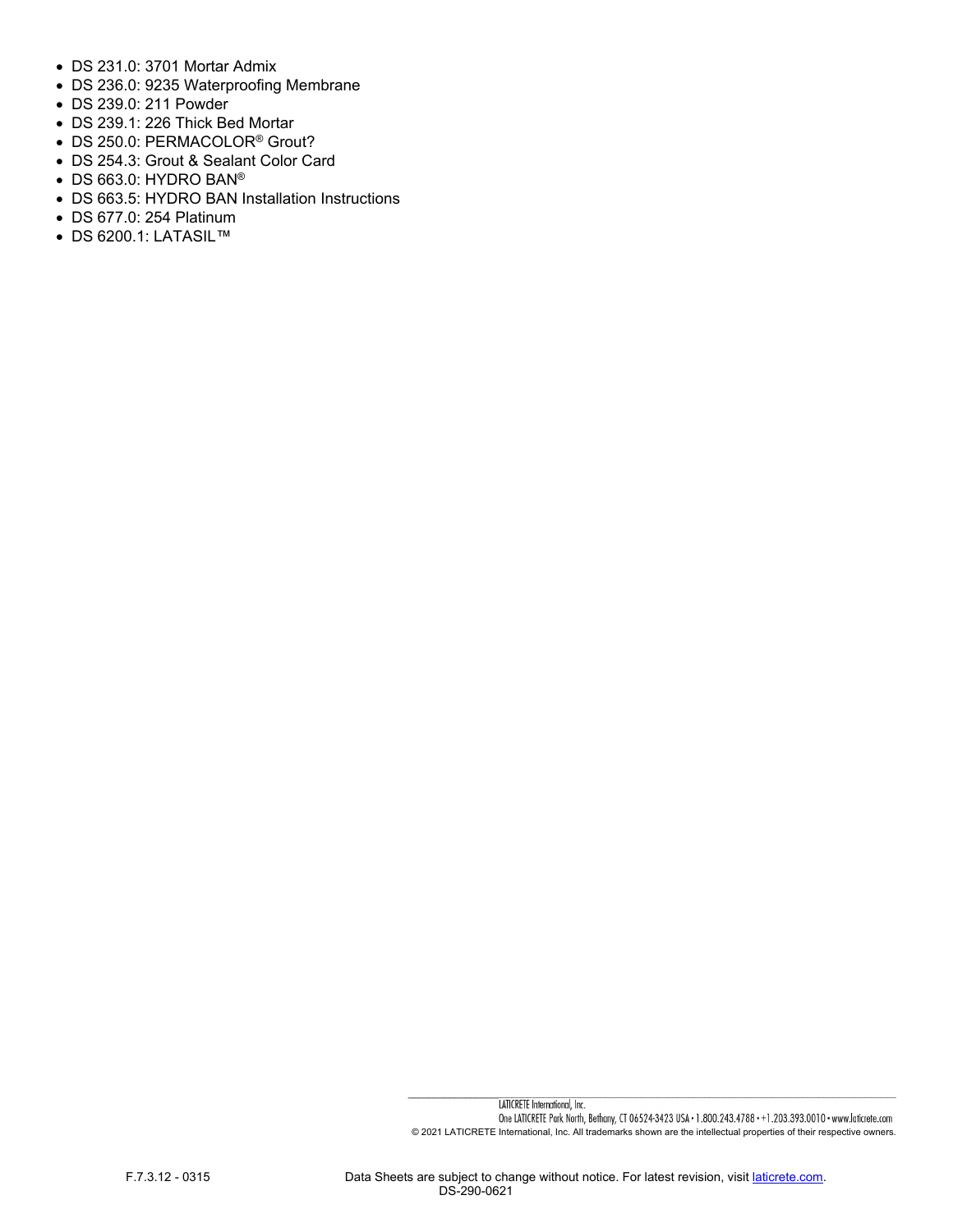- DS 231.0: 3701 Mortar Admix
- DS 236.0: 9235 Waterproofing Membrane
- DS 239.0: 211 Powder
- DS 239.1: 226 Thick Bed Mortar
- DS 250.0: PERMACOLOR® Grout?
- DS 254.3: Grout & Sealant Color Card
- DS 663.0: HYDRO BAN®
- DS 663.5: HYDRO BAN Installation Instructions
- DS 677.0: 254 Platinum
- DS 6200.1: LATASIL™

LATICRETE International, Inc.
One LATICRETE Park North, Bethany, CT 06524-3423 USA • 1.800.243.4788 • +1.203.393.0010 • www.laticrete.com
© 2021 LATICRETE International, Inc. All trademarks shown are the intellectual properties of their respective owners.

F.7.3.12 - 0315

Data Sheets are subject to change without notice. For latest revision, visit laticrete.com.
DS-290-0621